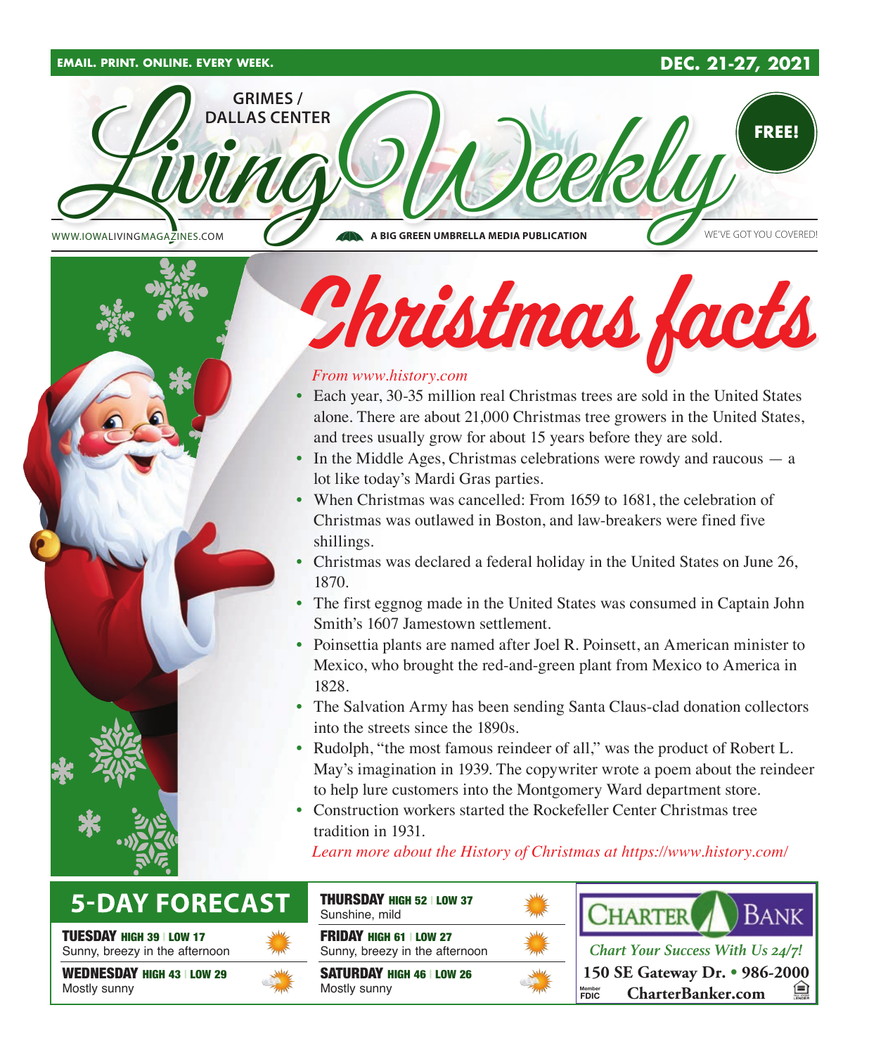EMAIL. PRINT. ONLINE. EVERY WEEK. **DEC. 21-27, 2021**

# GRIMES / DALLAS CENTER Living Weekly

WWW.IOWALIVINGMAGAZINES.COM — A BIG GREEN UMBRELLA MEDIA PUBLICATION — WE'VE GOT YOU COVERED!

**FREE!**

## Christmas facts

*From www.history.com*

- Each year, 30-35 million real Christmas trees are sold in the United States alone. There are about 21,000 Christmas tree growers in the United States, and trees usually grow for about 15 years before they are sold.
- In the Middle Ages, Christmas celebrations were rowdy and raucous — a lot like today's Mardi Gras parties.
- When Christmas was cancelled: From 1659 to 1681, the celebration of Christmas was outlawed in Boston, and law-breakers were fined five shillings.
- Christmas was declared a federal holiday in the United States on June 26, 1870.
- The first eggnog made in the United States was consumed in Captain John Smith's 1607 Jamestown settlement.
- Poinsettia plants are named after Joel R. Poinsett, an American minister to Mexico, who brought the red-and-green plant from Mexico to America in 1828.
- The Salvation Army has been sending Santa Claus-clad donation collectors into the streets since the 1890s.
- Rudolph, "the most famous reindeer of all," was the product of Robert L. May's imagination in 1939. The copywriter wrote a poem about the reindeer to help lure customers into the Montgomery Ward department store.
- Construction workers started the Rockefeller Center Christmas tree tradition in 1931.

*Learn more about the History of Christmas at https://www.history.com/*

## 5-DAY FORECAST

**TUESDAY** HIGH 39 | LOW 17
Sunny, breezy in the afternoon

**WEDNESDAY** HIGH 43 | LOW 29
Mostly sunny

**THURSDAY** HIGH 52 | LOW 37
Sunshine, mild

**FRIDAY** HIGH 61 | LOW 27
Sunny, breezy in the afternoon

**SATURDAY** HIGH 46 | LOW 26
Mostly sunny

**CHARTER BANK**
*Chart Your Success With Us 24/7!*
**150 SE Gateway Dr. • 986-2000**
Member FDIC **CharterBanker.com**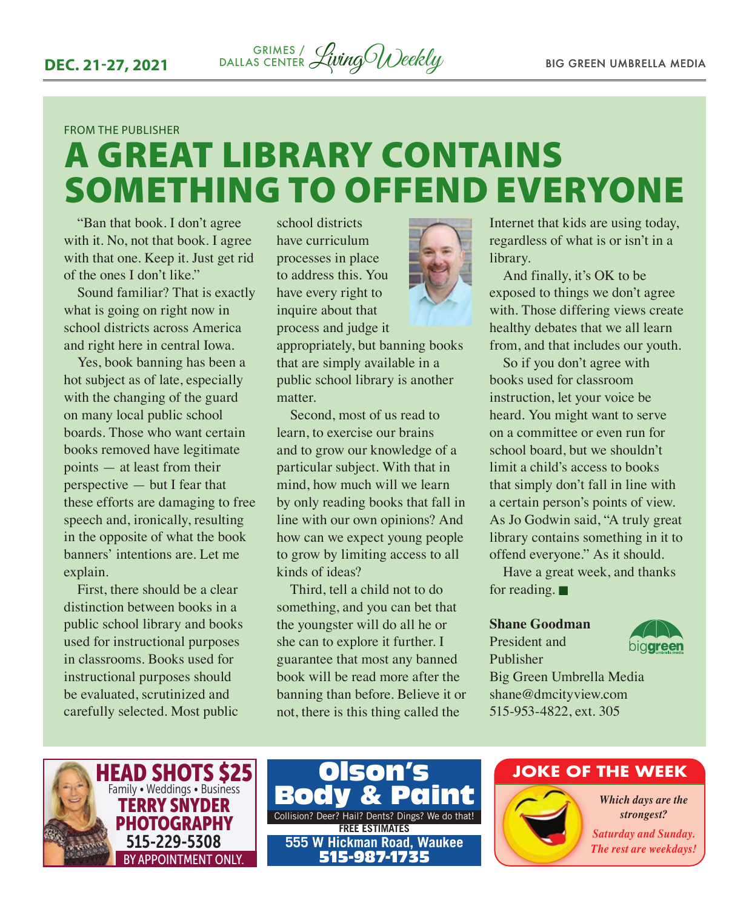FROM THE PUBLISHER

# A GREAT LIBRARY CONTAINS SOMETHING TO OFFEND EVERYONE

"Ban that book. I don't agree with it. No, not that book. I agree with that one. Keep it. Just get rid of the ones I don't like."

Sound familiar? That is exactly what is going on right now in school districts across America and right here in central Iowa.

Yes, book banning has been a hot subject as of late, especially with the changing of the guard on many local public school boards. Those who want certain books removed have legitimate points — at least from their perspective — but I fear that these efforts are damaging to free speech and, ironically, resulting in the opposite of what the book banners' intentions are. Let me explain.

First, there should be a clear distinction between books in a public school library and books used for instructional purposes in classrooms. Books used for instructional purposes should be evaluated, scrutinized and carefully selected. Most public school districts have curriculum processes in place to address this. You have every right to inquire about that process and judge it appropriately, but banning books that are simply available in a public school library is another matter.

Second, most of us read to learn, to exercise our brains and to grow our knowledge of a particular subject. With that in mind, how much will we learn by only reading books that fall in line with our own opinions? And how can we expect young people to grow by limiting access to all kinds of ideas?

Third, tell a child not to do something, and you can bet that the youngster will do all he or she can to explore it further. I guarantee that most any banned book will be read more after the banning than before. Believe it or not, there is this thing called the Internet that kids are using today, regardless of what is or isn't in a library.

And finally, it's OK to be exposed to things we don't agree with. Those differing views create healthy debates that we all learn from, and that includes our youth.

So if you don't agree with books used for classroom instruction, let your voice be heard. You might want to serve on a committee or even run for school board, but we shouldn't limit a child's access to books that simply don't fall in line with a certain person's points of view. As Jo Godwin said, "A truly great library contains something in it to offend everyone." As it should.

Have a great week, and thanks for reading. ■

**Shane Goodman**
President and Publisher
Big Green Umbrella Media
shane@dmcityview.com
515-953-4822, ext. 305

---

**HEAD SHOTS $25**
Family • Weddings • Business
**TERRY SNYDER PHOTOGRAPHY**
515-229-5308
BY APPOINTMENT ONLY.

---

**Olson's Body & Paint**
Collision? Deer? Hail? Dents? Dings? We do that!
FREE ESTIMATES
555 W Hickman Road, Waukee
515-987-1735

---

**JOKE OF THE WEEK**

*Which days are the strongest?*

*Saturday and Sunday. The rest are weekdays!*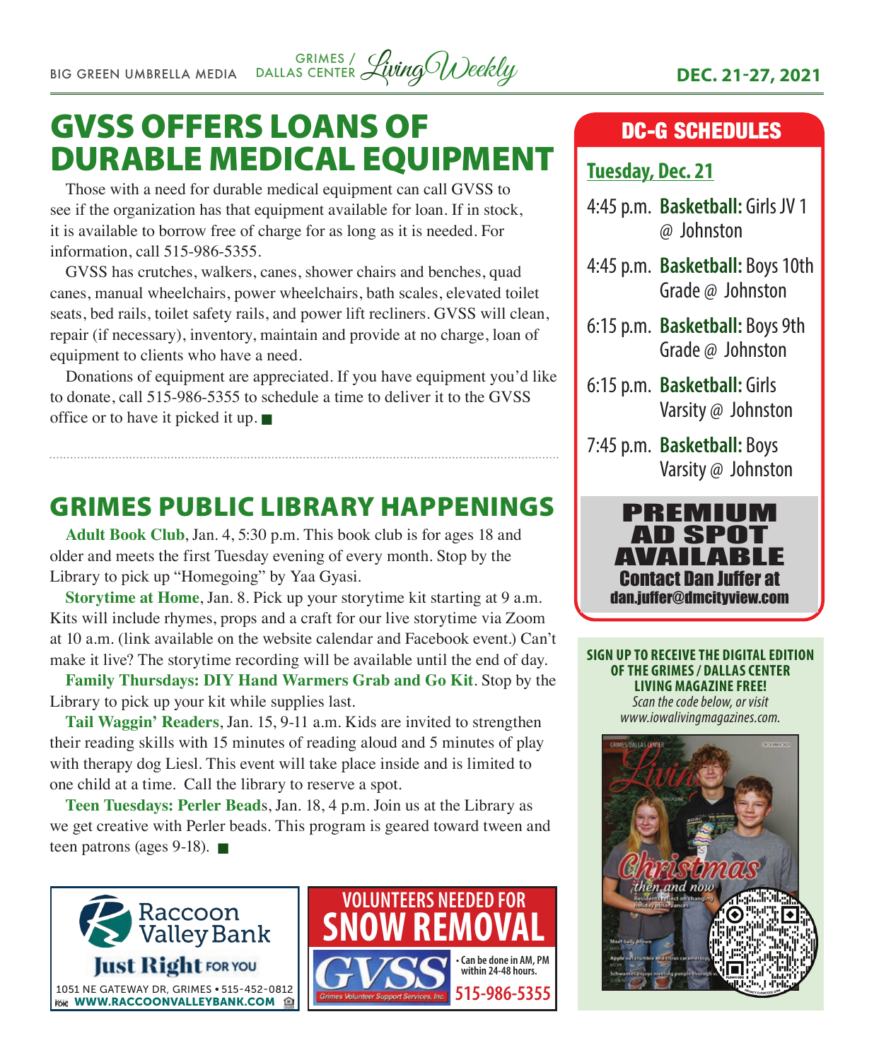# GVSS OFFERS LOANS OF DURABLE MEDICAL EQUIPMENT

Those with a need for durable medical equipment can call GVSS to see if the organization has that equipment available for loan. If in stock, it is available to borrow free of charge for as long as it is needed. For information, call 515-986-5355.

GVSS has crutches, walkers, canes, shower chairs and benches, quad canes, manual wheelchairs, power wheelchairs, bath scales, elevated toilet seats, bed rails, toilet safety rails, and power lift recliners. GVSS will clean, repair (if necessary), inventory, maintain and provide at no charge, loan of equipment to clients who have a need.

Donations of equipment are appreciated. If you have equipment you'd like to donate, call 515-986-5355 to schedule a time to deliver it to the GVSS office or to have it picked it up. ■

# GRIMES PUBLIC LIBRARY HAPPENINGS

**Adult Book Club**, Jan. 4, 5:30 p.m. This book club is for ages 18 and older and meets the first Tuesday evening of every month. Stop by the Library to pick up "Homegoing" by Yaa Gyasi.

**Storytime at Home**, Jan. 8. Pick up your storytime kit starting at 9 a.m. Kits will include rhymes, props and a craft for our live storytime via Zoom at 10 a.m. (link available on the website calendar and Facebook event.) Can't make it live? The storytime recording will be available until the end of day.

**Family Thursdays: DIY Hand Warmers Grab and Go Kit**. Stop by the Library to pick up your kit while supplies last.

**Tail Waggin' Readers**, Jan. 15, 9-11 a.m. Kids are invited to strengthen their reading skills with 15 minutes of reading aloud and 5 minutes of play with therapy dog Liesl. This event will take place inside and is limited to one child at a time. Call the library to reserve a spot.

**Teen Tuesdays: Perler Beads**, Jan. 18, 4 p.m. Join us at the Library as we get creative with Perler beads. This program is geared toward tween and teen patrons (ages 9-18). ■

Raccoon Valley Bank
Just Right FOR YOU
1051 NE GATEWAY DR, GRIMES • 515-452-0812
WWW.RACCOONVALLEYBANK.COM

VOLUNTEERS NEEDED FOR SNOW REMOVAL
GVSS Grimes Volunteer Support Services, Inc.
• Can be done in AM, PM within 24-48 hours.
515-986-5355

## DC-G SCHEDULES

**Tuesday, Dec. 21**

- 4:45 p.m. **Basketball:** Girls JV 1 @ Johnston
- 4:45 p.m. **Basketball:** Boys 10th Grade @ Johnston
- 6:15 p.m. **Basketball:** Boys 9th Grade @ Johnston
- 6:15 p.m. **Basketball:** Girls Varsity @ Johnston
- 7:45 p.m. **Basketball:** Boys Varsity @ Johnston

PREMIUM AD SPOT AVAILABLE
Contact Dan Juffer at dan.juffer@dmcityview.com

**SIGN UP TO RECEIVE THE DIGITAL EDITION OF THE GRIMES / DALLAS CENTER LIVING MAGAZINE FREE!**
*Scan the code below, or visit www.iowalivingmagazines.com.*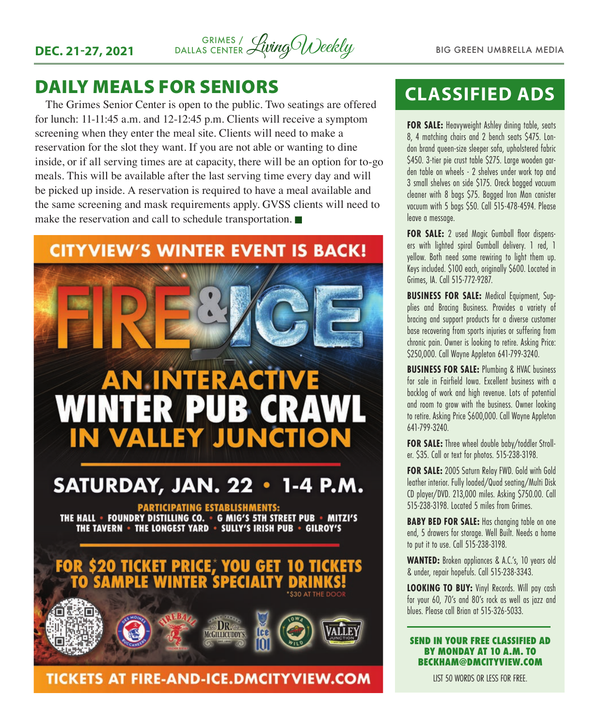# DAILY MEALS FOR SENIORS

The Grimes Senior Center is open to the public. Two seatings are offered for lunch: 11-11:45 a.m. and 12-12:45 p.m. Clients will receive a symptom screening when they enter the meal site. Clients will need to make a reservation for the slot they want. If you are not able or wanting to dine inside, or if all serving times are at capacity, there will be an option for to-go meals. This will be available after the last serving time every day and will be picked up inside. A reservation is required to have a meal available and the same screening and mask requirements apply. GVSS clients will need to make the reservation and call to schedule transportation. ■

## CITYVIEW'S WINTER EVENT IS BACK!

# FIRE & ICE

## AN INTERACTIVE WINTER PUB CRAWL IN VALLEY JUNCTION

## SATURDAY, JAN. 22 • 1-4 P.M.

**PARTICIPATING ESTABLISHMENTS:**
THE HALL • FOUNDRY DISTILLING CO. • G MIG'S 5TH STREET PUB • MITZI'S
THE TAVERN • THE LONGEST YARD • SULLY'S IRISH PUB • GILROY'S

**FOR $20 TICKET PRICE,* YOU GET 10 TICKETS TO SAMPLE WINTER SPECIALTY DRINKS!**

*$30 AT THE DOOR

**TICKETS AT FIRE-AND-ICE.DMCITYVIEW.COM**

# CLASSIFIED ADS

**FOR SALE:** Heavyweight Ashley dining table, seats 8, 4 matching chairs and 2 bench seats $475. London brand queen-size sleeper sofa, upholstered fabric $450. 3-tier pie crust table $275. Large wooden garden table on wheels - 2 shelves under work top and 3 small shelves on side $175. Oreck bagged vacuum cleaner with 8 bags $75. Bagged Iron Man canister vacuum with 5 bags $50. Call 515-478-4594. Please leave a message.

**FOR SALE:** 2 used Magic Gumball floor dispensers with lighted spiral Gumball delivery. 1 red, 1 yellow. Both need some rewiring to light them up. Keys included. $100 each, originally $600. Located in Grimes, IA. Call 515-772-9287.

**BUSINESS FOR SALE:** Medical Equipment, Supplies and Bracing Business. Provides a variety of bracing and support products for a diverse customer base recovering from sports injuries or suffering from chronic pain. Owner is looking to retire. Asking Price: $250,000. Call Wayne Appleton 641-799-3240.

**BUSINESS FOR SALE:** Plumbing & HVAC business for sale in Fairfield Iowa. Excellent business with a backlog of work and high revenue. Lots of potential and room to grow with the business. Owner looking to retire. Asking Price $600,000. Call Wayne Appleton 641-799-3240.

**FOR SALE:** Three wheel double baby/toddler Stroller. $35. Call or text for photos. 515-238-3198.

**FOR SALE:** 2005 Saturn Relay FWD. Gold with Gold leather interior. Fully loaded/Quad seating/Multi Disk CD player/DVD. 213,000 miles. Asking $750.00. Call 515-238-3198. Located 5 miles from Grimes.

**BABY BED FOR SALE:** Has changing table on one end, 5 drawers for storage. Well Built. Needs a home to put it to use. Call 515-238-3198.

**WANTED:** Broken appliances & A.C.'s, 10 years old & under, repair hopefuls. Call 515-238-3343.

**LOOKING TO BUY:** Vinyl Records. Will pay cash for your 60, 70's and 80's rock as well as jazz and blues. Please call Brian at 515-326-5033.

**SEND IN YOUR FREE CLASSIFIED AD BY MONDAY AT 10 A.M. TO BECKHAM@DMCITYVIEW.COM**

LIST 50 WORDS OR LESS FOR FREE.